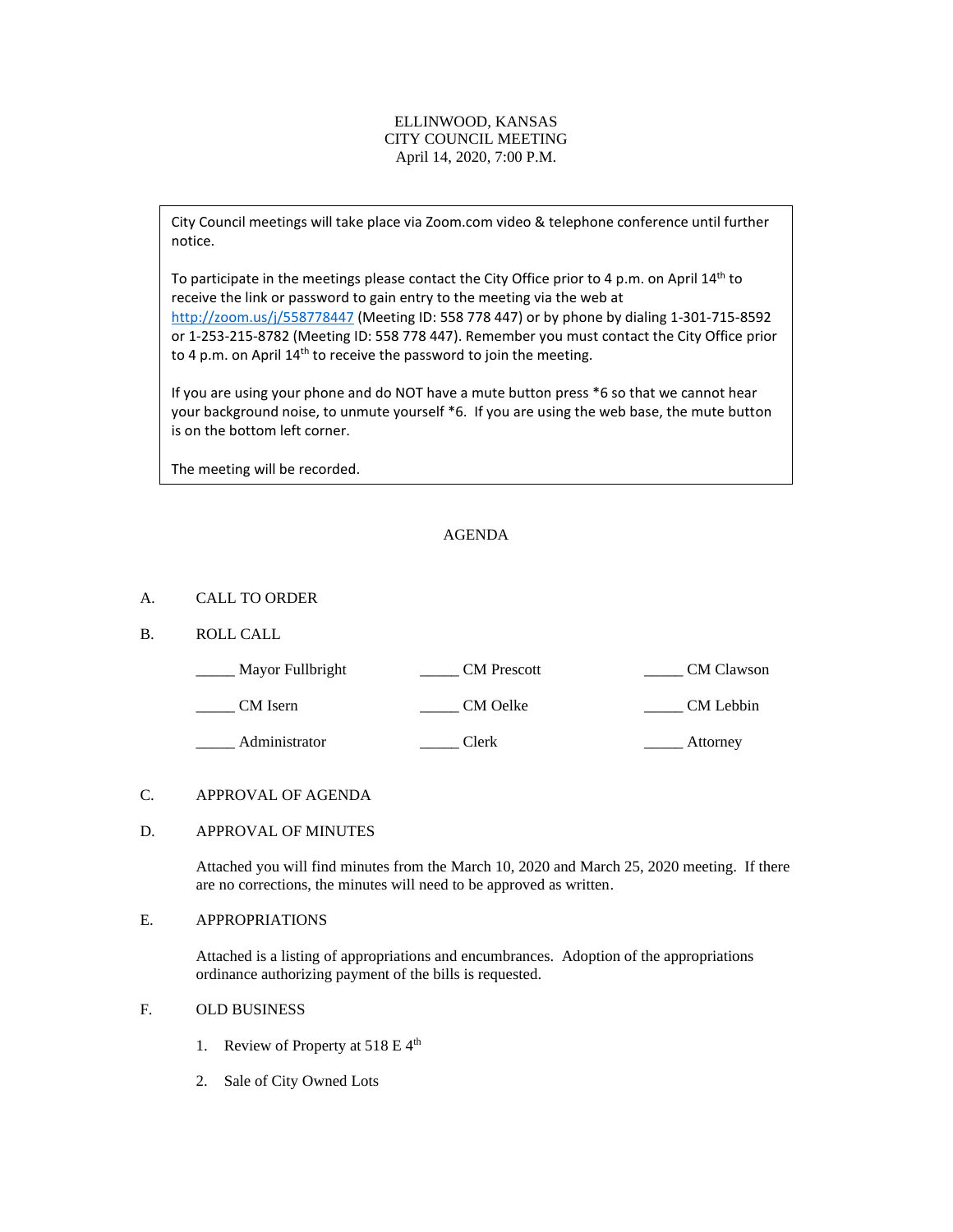# ELLINWOOD, KANSAS
## CITY COUNCIL MEETING
April 14, 2020, 7:00 P.M.

> City Council meetings will take place via Zoom.com video & telephone conference until further notice.
>
> To participate in the meetings please contact the City Office prior to 4 p.m. on April 14th to receive the link or password to gain entry to the meeting via the web at [http://zoom.us/j/558778447](http://zoom.us/j/558778447) (Meeting ID: 558 778 447) or by phone by dialing 1-301-715-8592 or 1-253-215-8782 (Meeting ID: 558 778 447). Remember you must contact the City Office prior to 4 p.m. on April 14th to receive the password to join the meeting.
>
> If you are using your phone and do NOT have a mute button press *6 so that we cannot hear your background noise, to unmute yourself *6. If you are using the web base, the mute button is on the bottom left corner.
>
> The meeting will be recorded.

## AGENDA

A. CALL TO ORDER

B. ROLL CALL

| | | |
|---|---|---|
| _____ Mayor Fullbright | _____ CM Prescott | _____ CM Clawson |
| _____ CM Isern | _____ CM Oelke | _____ CM Lebbin |
| _____ Administrator | _____ Clerk | _____ Attorney |

C. APPROVAL OF AGENDA

D. APPROVAL OF MINUTES

Attached you will find minutes from the March 10, 2020 and March 25, 2020 meeting. If there are no corrections, the minutes will need to be approved as written.

E. APPROPRIATIONS

Attached is a listing of appropriations and encumbrances. Adoption of the appropriations ordinance authorizing payment of the bills is requested.

F. OLD BUSINESS

1. Review of Property at 518 E 4th
2. Sale of City Owned Lots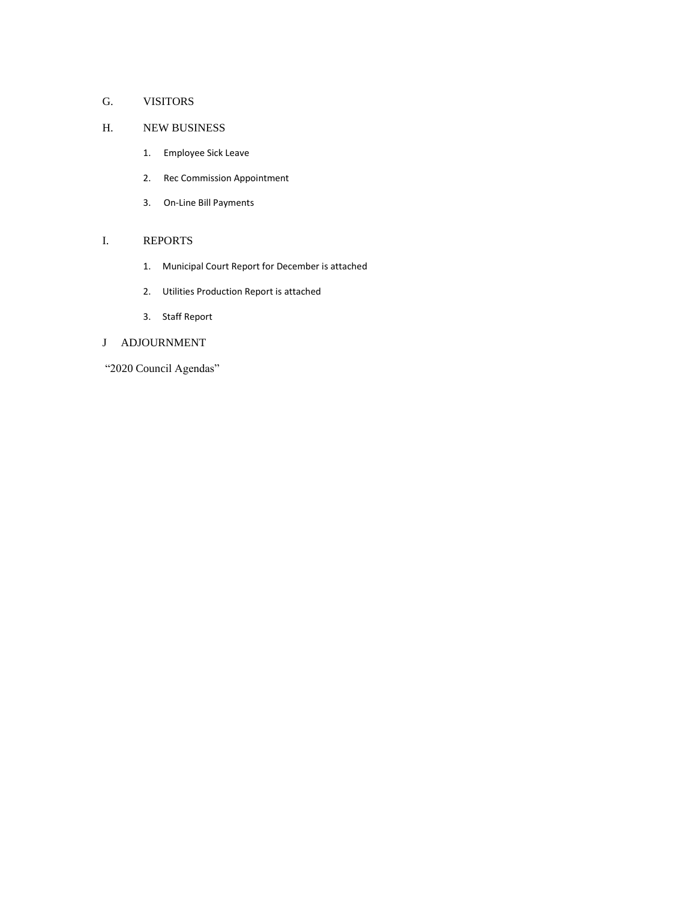G. VISITORS

H. NEW BUSINESS

1. Employee Sick Leave
2. Rec Commission Appointment
3. On-Line Bill Payments

I. REPORTS

1. Municipal Court Report for December is attached
2. Utilities Production Report is attached
3. Staff Report

J ADJOURNMENT

"2020 Council Agendas"